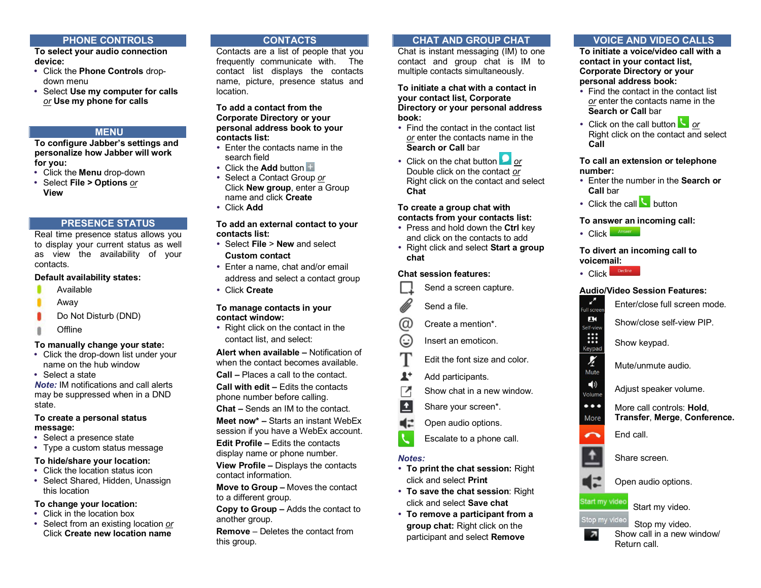## PHONE CONTROLS

**To select your audio connection device:**

- Click the **Phone Controls** drop-down menu
- Select **Use my computer for calls** *or* **Use my phone for calls**

## MENU

**To configure Jabber's settings and personalize how Jabber will work for you:**

- Click the **Menu** drop-down
- Select **File > Options** *or* **View**

## PRESENCE STATUS

Real time presence status allows you to display your current status as well as view the availability of your contacts.

**Default availability states:**

- Available
- Away
- Do Not Disturb (DND)
- Offline

**To manually change your state:**

- Click the drop-down list under your name on the hub window
- Select a state

***Note:*** IM notifications and call alerts may be suppressed when in a DND state.

**To create a personal status message:**

- Select a presence state
- Type a custom status message

**To hide/share your location:**

- Click the location status icon
- Select Shared, Hidden, Unassign this location

**To change your location:**

- Click in the location box
- Select from an existing location *or* Click **Create new location name**

## CONTACTS

Contacts are a list of people that you frequently communicate with. The contact list displays the contacts name, picture, presence status and location.

**To add a contact from the Corporate Directory or your personal address book to your contacts list:**

- Enter the contacts name in the search field
- Click the **Add** button
- Select a Contact Group *or* Click **New group**, enter a Group name and click **Create**
- Click **Add**

**To add an external contact to your contacts list:**

- Select **File** > **New** and select **Custom contact**
- Enter a name, chat and/or email address and select a contact group
- Click **Create**

**To manage contacts in your contact window:**

- Right click on the contact in the contact list, and select:

**Alert when available –** Notification of when the contact becomes available.

**Call –** Places a call to the contact.

**Call with edit –** Edits the contacts phone number before calling.

**Chat –** Sends an IM to the contact.

**Meet now* –** Starts an instant WebEx session if you have a WebEx account.

**Edit Profile –** Edits the contacts display name or phone number.

**View Profile –** Displays the contacts contact information.

**Move to Group –** Moves the contact to a different group.

**Copy to Group –** Adds the contact to another group.

**Remove** – Deletes the contact from this group.

## CHAT AND GROUP CHAT

Chat is instant messaging (IM) to one contact and group chat is IM to multiple contacts simultaneously.

**To initiate a chat with a contact in your contact list, Corporate Directory or your personal address book:**

- Find the contact in the contact list *or* enter the contacts name in the **Search or Call** bar
- Click on the chat button *or* Double click on the contact *or* Right click on the contact and select **Chat**

**To create a group chat with contacts from your contacts list:**

- Press and hold down the **Ctrl** key and click on the contacts to add
- Right click and select **Start a group chat**

**Chat session features:**

- Send a screen capture.
- Send a file.
- Create a mention*.
- Insert an emoticon.
- Edit the font size and color.
- Add participants.
- Show chat in a new window.
- Share your screen*.
- Open audio options.
- Escalate to a phone call.

***Notes:***

- **To print the chat session:** Right click and select **Print**
- **To save the chat session**: Right click and select **Save chat**
- **To remove a participant from a group chat:** Right click on the participant and select **Remove**

## VOICE AND VIDEO CALLS

**To initiate a voice/video call with a contact in your contact list, Corporate Directory or your personal address book:**

- Find the contact in the contact list *or* enter the contacts name in the **Search or Call** bar
- Click on the call button *or* Right click on the contact and select **Call**

**To call an extension or telephone number:**

- Enter the number in the **Search or Call** bar
- Click the call button

**To answer an incoming call:**

- Click Answer

**To divert an incoming call to voicemail:**

- Click Decline

**Audio/Video Session Features:**

- Full screen: Enter/close full screen mode.
- Self-view: Show/close self-view PIP.
- Keypad: Show keypad.
- Mute: Mute/unmute audio.
- Volume: Adjust speaker volume.
- More: More call controls: **Hold**, **Transfer**, **Merge**, **Conference.**
- End call.
- Share screen.
- Open audio options.
- Start my video: Start my video.
- Stop my video: Stop my video.
- Show call in a new window/ Return call.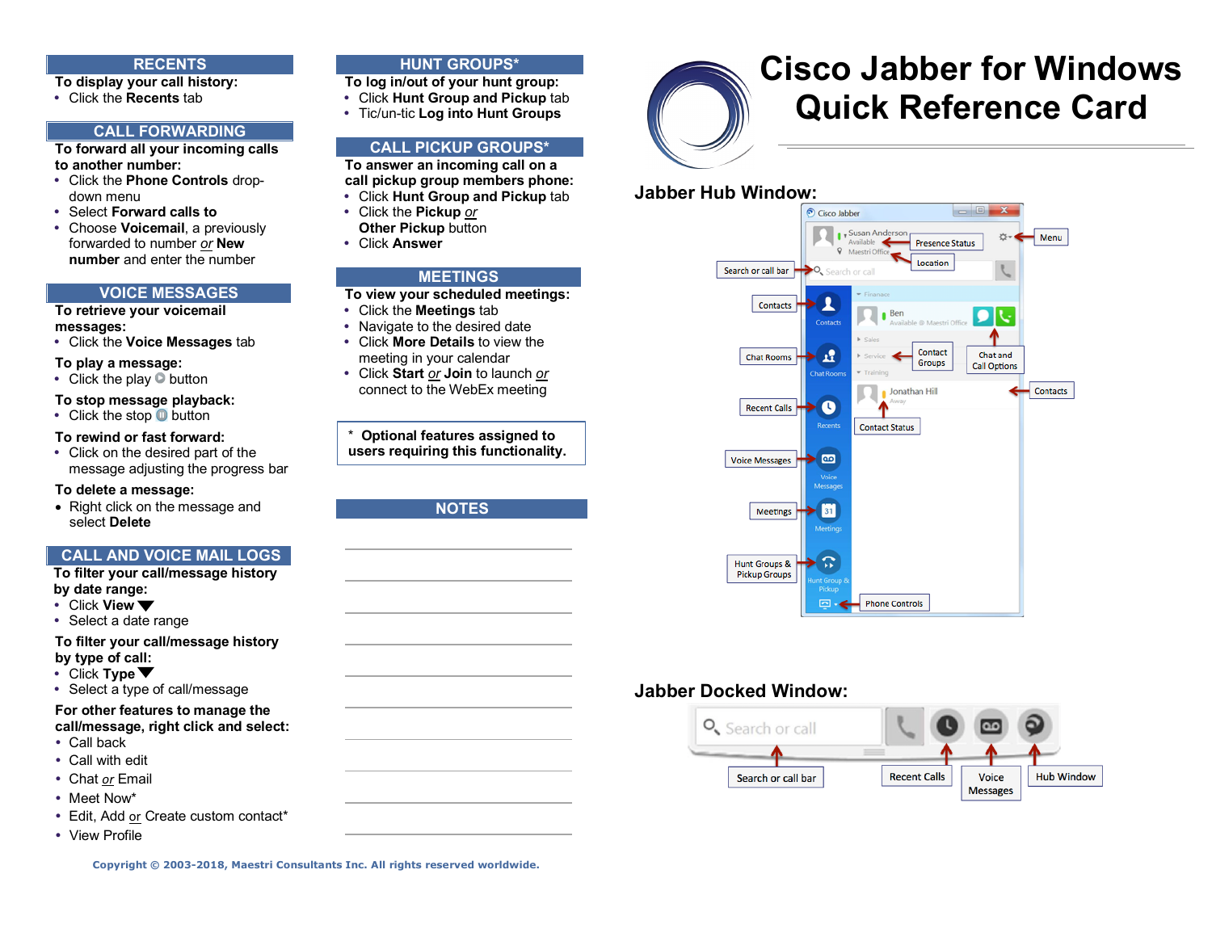# Cisco Jabber for Windows Quick Reference Card

## RECENTS

**To display your call history:**

- Click the **Recents** tab

## CALL FORWARDING

**To forward all your incoming calls to another number:**

- Click the **Phone Controls** drop-down menu
- Select **Forward calls to**
- Choose **Voicemail**, a previously forwarded to number *or* **New number** and enter the number

## VOICE MESSAGES

**To retrieve your voicemail messages:**

- Click the **Voice Messages** tab

**To play a message:**

- Click the play button

**To stop message playback:**

- Click the stop button

**To rewind or fast forward:**

- Click on the desired part of the message adjusting the progress bar

**To delete a message:**

- Right click on the message and select **Delete**

## CALL AND VOICE MAIL LOGS

**To filter your call/message history by date range:**

- Click **View** ▼
- Select a date range

**To filter your call/message history by type of call:**

- Click **Type** ▼
- Select a type of call/message

**For other features to manage the call/message, right click and select:**

- Call back
- Call with edit
- Chat *or* Email
- Meet Now*
- Edit, Add *or* Create custom contact*
- View Profile

## HUNT GROUPS*

**To log in/out of your hunt group:**

- Click **Hunt Group and Pickup** tab
- Tic/un-tic **Log into Hunt Groups**

## CALL PICKUP GROUPS*

**To answer an incoming call on a call pickup group members phone:**

- Click **Hunt Group and Pickup** tab
- Click the **Pickup** *or* **Other Pickup** button
- Click **Answer**

## MEETINGS

**To view your scheduled meetings:**

- Click the **Meetings** tab
- Navigate to the desired date
- Click **More Details** to view the meeting in your calendar
- Click **Start** *or* **Join** to launch *or* connect to the WebEx meeting

**\* Optional features assigned to users requiring this functionality.**

## NOTES

## Jabber Hub Window:

Cisco Jabber
Susan Anderson
Available
Maestri Office
Presence Status
Location
Menu
Search or call bar
Search or call
Contacts
Finance
Ben
Available @ Maestri Office
Chat Rooms
Sales
Service
Training
Contact Groups
Chat and Call Options
Recent Calls
Recents
Jonathan Hill
Away
Contacts
Contact Status
Voice Messages
Meetings
Hunt Groups & Pickup Groups
Hunt Group & Pickup
Phone Controls

## Jabber Docked Window:

Search or call
Search or call bar
Recent Calls
Voice Messages
Hub Window

Copyright © 2003-2018, Maestri Consultants Inc. All rights reserved worldwide.